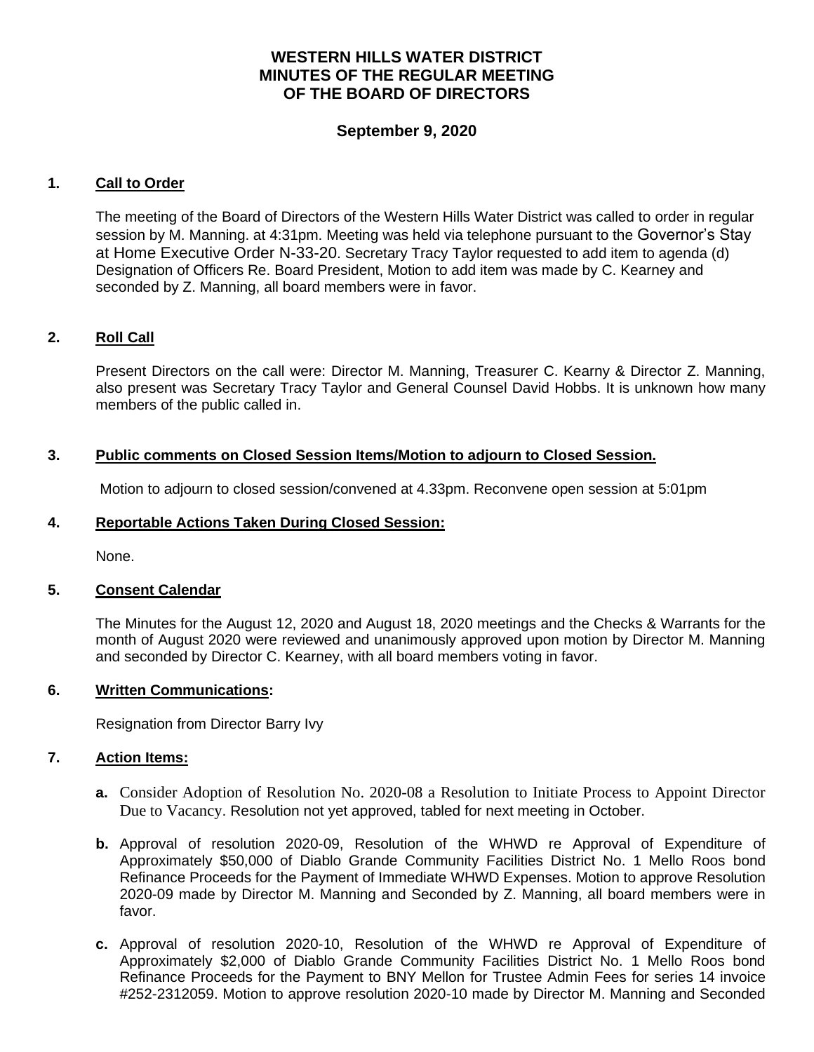# WESTERN HILLS WATER DISTRICT
# MINUTES OF THE REGULAR MEETING
# OF THE BOARD OF DIRECTORS

## September 9, 2020

### 1. Call to Order

The meeting of the Board of Directors of the Western Hills Water District was called to order in regular session by M. Manning. at 4:31pm. Meeting was held via telephone pursuant to the Governor's Stay at Home Executive Order N-33-20. Secretary Tracy Taylor requested to add item to agenda (d) Designation of Officers Re. Board President, Motion to add item was made by C. Kearney and seconded by Z. Manning, all board members were in favor.

### 2. Roll Call

Present Directors on the call were: Director M. Manning, Treasurer C. Kearny & Director Z. Manning, also present was Secretary Tracy Taylor and General Counsel David Hobbs. It is unknown how many members of the public called in.

### 3. Public comments on Closed Session Items/Motion to adjourn to Closed Session.

Motion to adjourn to closed session/convened at 4.33pm. Reconvene open session at 5:01pm

### 4. Reportable Actions Taken During Closed Session:

None.

### 5. Consent Calendar

The Minutes for the August 12, 2020 and August 18, 2020 meetings and the Checks & Warrants for the month of August 2020 were reviewed and unanimously approved upon motion by Director M. Manning and seconded by Director C. Kearney, with all board members voting in favor.

### 6. Written Communications:

Resignation from Director Barry Ivy

### 7. Action Items:

- **a.** Consider Adoption of Resolution No. 2020-08 a Resolution to Initiate Process to Appoint Director Due to Vacancy. Resolution not yet approved, tabled for next meeting in October.
- **b.** Approval of resolution 2020-09, Resolution of the WHWD re Approval of Expenditure of Approximately $50,000 of Diablo Grande Community Facilities District No. 1 Mello Roos bond Refinance Proceeds for the Payment of Immediate WHWD Expenses. Motion to approve Resolution 2020-09 made by Director M. Manning and Seconded by Z. Manning, all board members were in favor.
- **c.** Approval of resolution 2020-10, Resolution of the WHWD re Approval of Expenditure of Approximately $2,000 of Diablo Grande Community Facilities District No. 1 Mello Roos bond Refinance Proceeds for the Payment to BNY Mellon for Trustee Admin Fees for series 14 invoice #252-2312059. Motion to approve resolution 2020-10 made by Director M. Manning and Seconded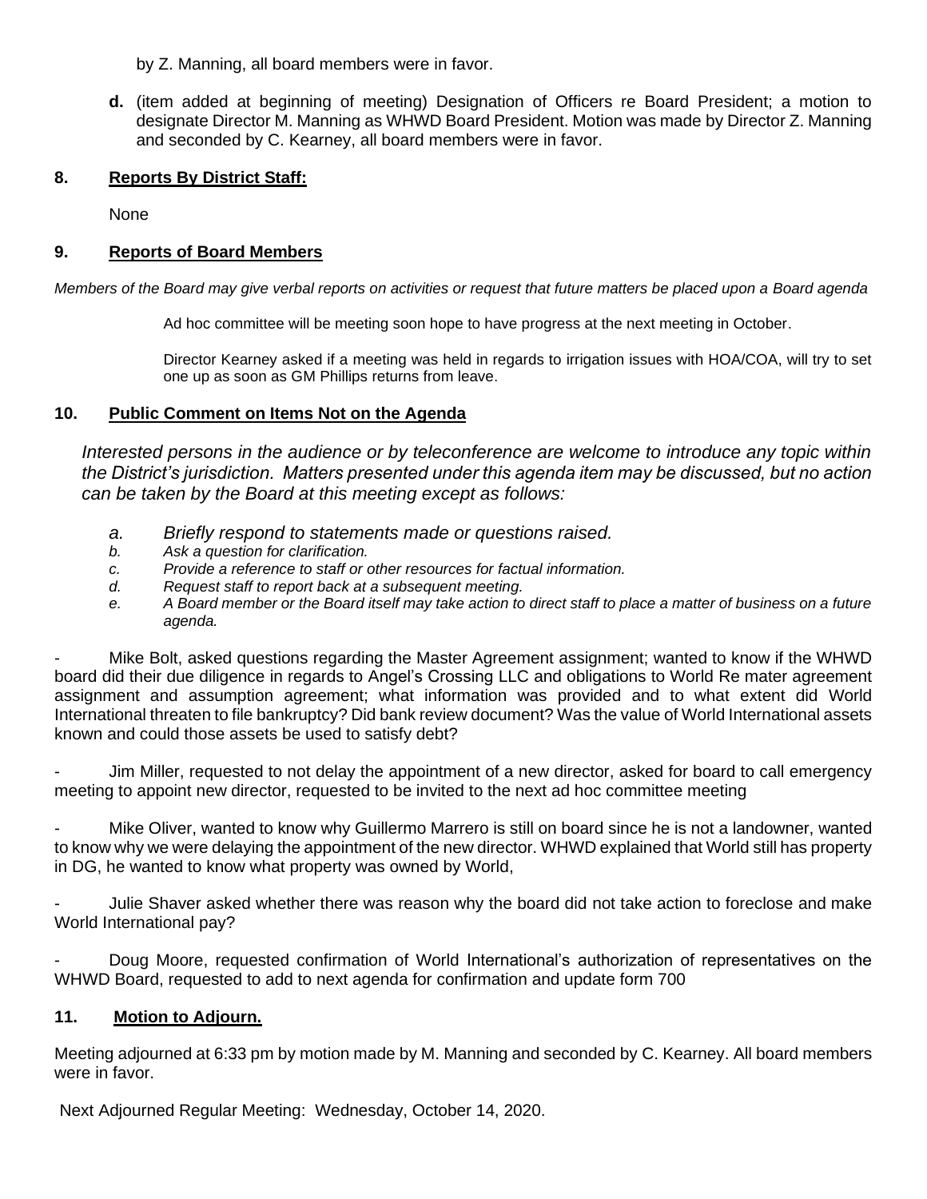by Z. Manning, all board members were in favor.

**d.** (item added at beginning of meeting) Designation of Officers re Board President; a motion to designate Director M. Manning as WHWD Board President. Motion was made by Director Z. Manning and seconded by C. Kearney, all board members were in favor.

**8. Reports By District Staff:**

None

**9. Reports of Board Members**

*Members of the Board may give verbal reports on activities or request that future matters be placed upon a Board agenda*

Ad hoc committee will be meeting soon hope to have progress at the next meeting in October.

Director Kearney asked if a meeting was held in regards to irrigation issues with HOA/COA, will try to set one up as soon as GM Phillips returns from leave.

**10. Public Comment on Items Not on the Agenda**

*Interested persons in the audience or by teleconference are welcome to introduce any topic within the District's jurisdiction. Matters presented under this agenda item may be discussed, but no action can be taken by the Board at this meeting except as follows:*

*a. Briefly respond to statements made or questions raised.*
*b. Ask a question for clarification.*
*c. Provide a reference to staff or other resources for factual information.*
*d. Request staff to report back at a subsequent meeting.*
*e. A Board member or the Board itself may take action to direct staff to place a matter of business on a future agenda.*

- Mike Bolt, asked questions regarding the Master Agreement assignment; wanted to know if the WHWD board did their due diligence in regards to Angel's Crossing LLC and obligations to World Re mater agreement assignment and assumption agreement; what information was provided and to what extent did World International threaten to file bankruptcy? Did bank review document? Was the value of World International assets known and could those assets be used to satisfy debt?

- Jim Miller, requested to not delay the appointment of a new director, asked for board to call emergency meeting to appoint new director, requested to be invited to the next ad hoc committee meeting

- Mike Oliver, wanted to know why Guillermo Marrero is still on board since he is not a landowner, wanted to know why we were delaying the appointment of the new director. WHWD explained that World still has property in DG, he wanted to know what property was owned by World,

- Julie Shaver asked whether there was reason why the board did not take action to foreclose and make World International pay?

- Doug Moore, requested confirmation of World International's authorization of representatives on the WHWD Board, requested to add to next agenda for confirmation and update form 700

**11. Motion to Adjourn.**

Meeting adjourned at 6:33 pm by motion made by M. Manning and seconded by C. Kearney. All board members were in favor.

Next Adjourned Regular Meeting: Wednesday, October 14, 2020.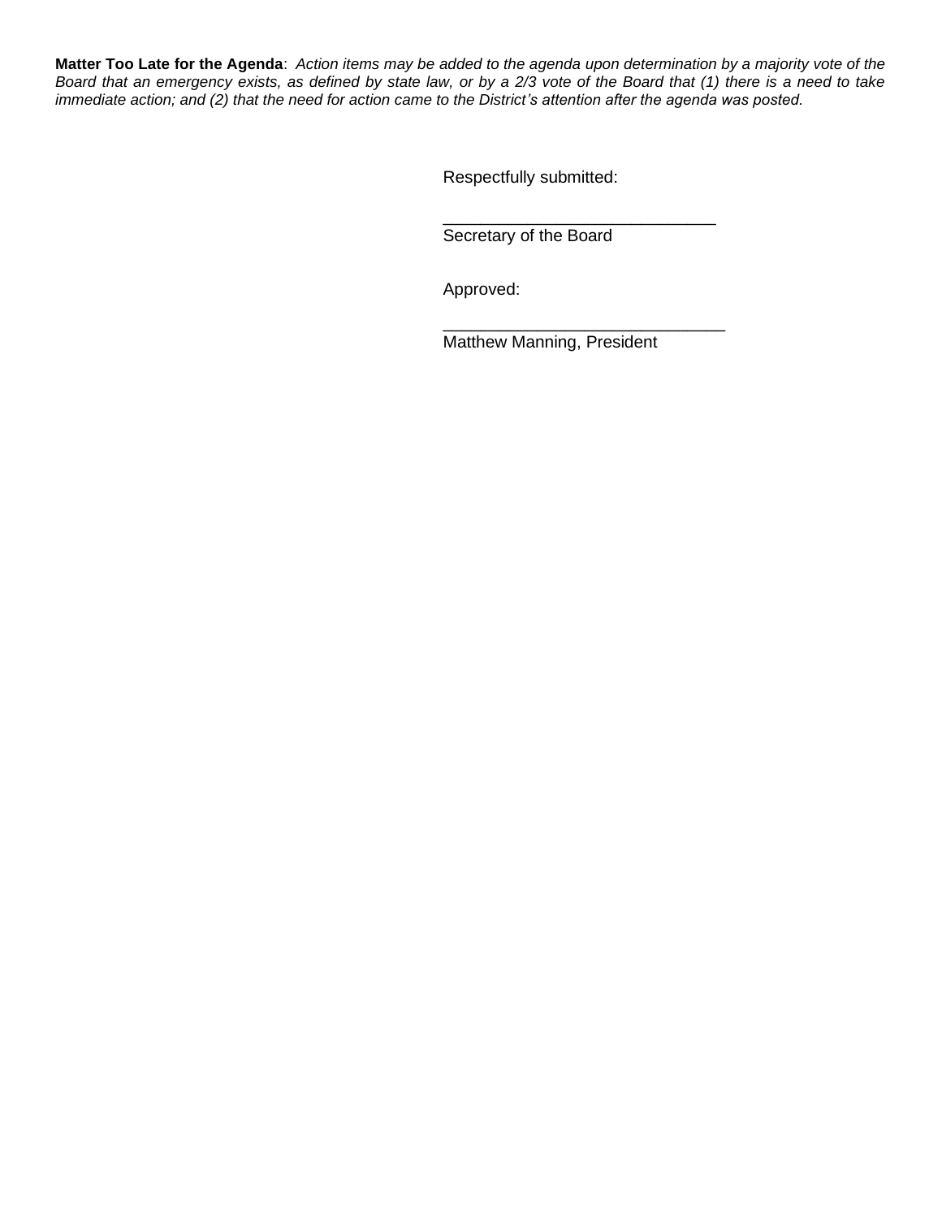**Matter Too Late for the Agenda**: *Action items may be added to the agenda upon determination by a majority vote of the Board that an emergency exists, as defined by state law, or by a 2/3 vote of the Board that (1) there is a need to take immediate action; and (2) that the need for action came to the District's attention after the agenda was posted.*

Respectfully submitted:

_____________________________
Secretary of the Board

Approved:

______________________________
Matthew Manning, President